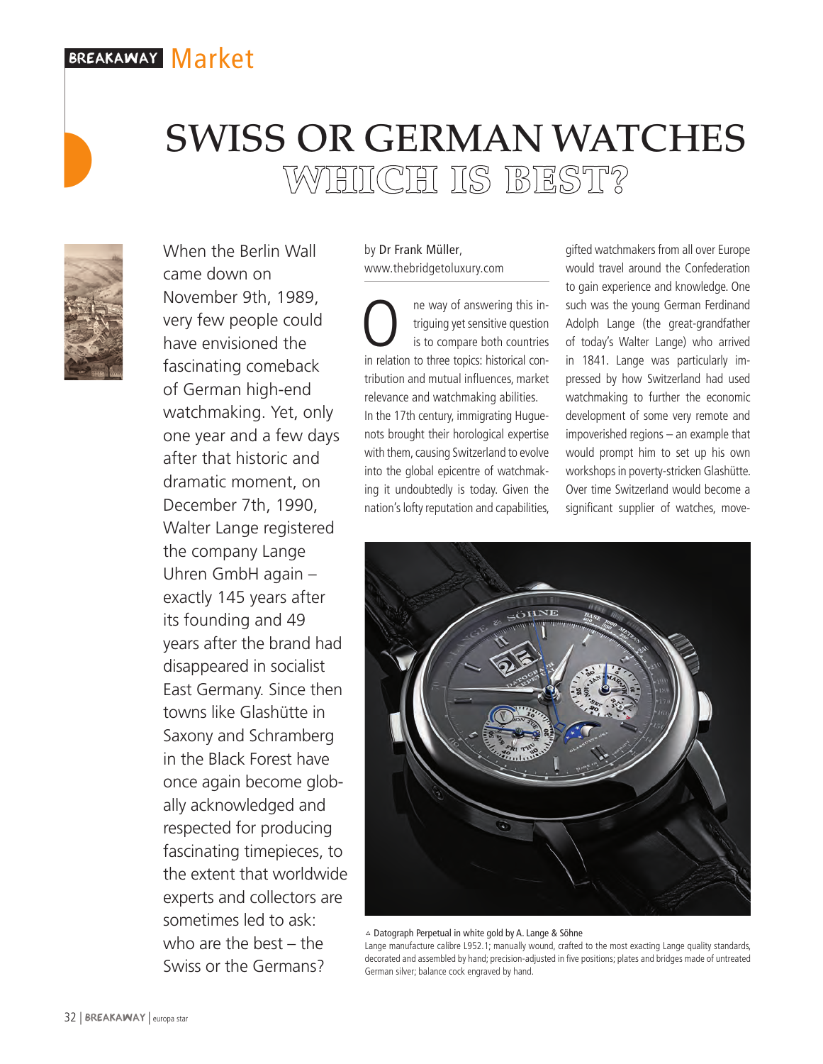BREAKAWAY **Market**

# SWISS OR GERMAN WATCHES
## WHICH IS BEST?

When the Berlin Wall came down on November 9th, 1989, very few people could have envisioned the fascinating comeback of German high-end watchmaking. Yet, only one year and a few days after that historic and dramatic moment, on December 7th, 1990, Walter Lange registered the company Lange Uhren GmbH again – exactly 145 years after its founding and 49 years after the brand had disappeared in socialist East Germany. Since then towns like Glashütte in Saxony and Schramberg in the Black Forest have once again become globally acknowledged and respected for producing fascinating timepieces, to the extent that worldwide experts and collectors are sometimes led to ask: who are the best – the Swiss or the Germans?

by Dr Frank Müller, www.thebridgetoluxury.com

One way of answering this intriguing yet sensitive question is to compare both countries in relation to three topics: historical contribution and mutual influences, market relevance and watchmaking abilities.

In the 17th century, immigrating Huguenots brought their horological expertise with them, causing Switzerland to evolve into the global epicentre of watchmaking it undoubtedly is today. Given the nation's lofty reputation and capabilities, gifted watchmakers from all over Europe would travel around the Confederation to gain experience and knowledge. One such was the young German Ferdinand Adolph Lange (the great-grandfather of today's Walter Lange) who arrived in 1841. Lange was particularly impressed by how Switzerland had used watchmaking to further the economic development of some very remote and impoverished regions – an example that would prompt him to set up his own workshops in poverty-stricken Glashütte. Over time Switzerland would become a significant supplier of watches, move-

▵ Datograph Perpetual in white gold by A. Lange & Söhne
Lange manufacture calibre L952.1; manually wound, crafted to the most exacting Lange quality standards, decorated and assembled by hand; precision-adjusted in five positions; plates and bridges made of untreated German silver; balance cock engraved by hand.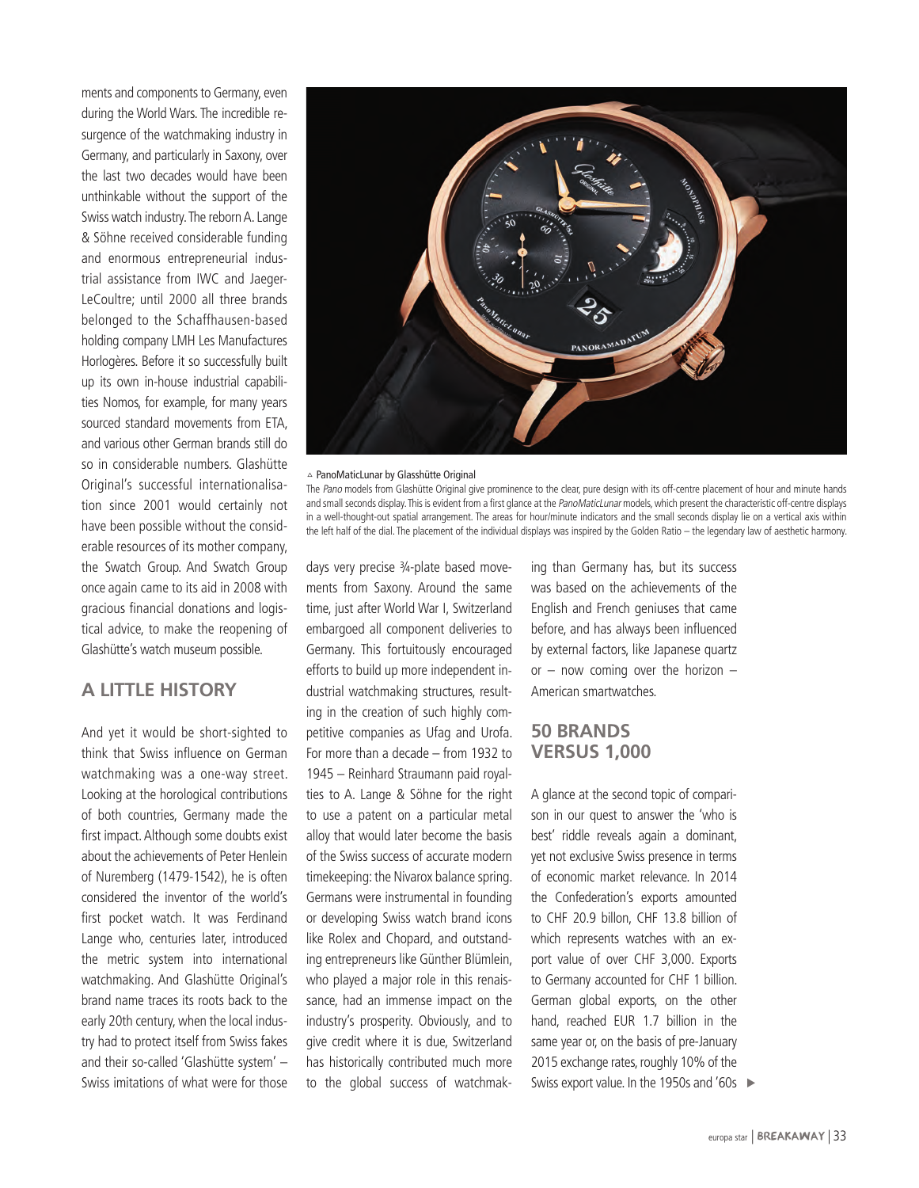ments and components to Germany, even during the World Wars. The incredible resurgence of the watchmaking industry in Germany, and particularly in Saxony, over the last two decades would have been unthinkable without the support of the Swiss watch industry. The reborn A. Lange & Söhne received considerable funding and enormous entrepreneurial industrial assistance from IWC and Jaeger-LeCoultre; until 2000 all three brands belonged to the Schaffhausen-based holding company LMH Les Manufactures Horlogères. Before it so successfully built up its own in-house industrial capabilities Nomos, for example, for many years sourced standard movements from ETA, and various other German brands still do so in considerable numbers. Glashütte Original's successful internationalisation since 2001 would certainly not have been possible without the considerable resources of its mother company, the Swatch Group. And Swatch Group once again came to its aid in 2008 with gracious financial donations and logistical advice, to make the reopening of Glashütte's watch museum possible.

▵ PanoMaticLunar by Glasshütte Original

The *Pano* models from Glashütte Original give prominence to the clear, pure design with its off-centre placement of hour and minute hands and small seconds display. This is evident from a first glance at the *PanoMaticLunar* models, which present the characteristic off-centre displays in a well-thought-out spatial arrangement. The areas for hour/minute indicators and the small seconds display lie on a vertical axis within the left half of the dial. The placement of the individual displays was inspired by the Golden Ratio – the legendary law of aesthetic harmony.

## A LITTLE HISTORY

And yet it would be short-sighted to think that Swiss influence on German watchmaking was a one-way street. Looking at the horological contributions of both countries, Germany made the first impact. Although some doubts exist about the achievements of Peter Henlein of Nuremberg (1479-1542), he is often considered the inventor of the world's first pocket watch. It was Ferdinand Lange who, centuries later, introduced the metric system into international watchmaking. And Glashütte Original's brand name traces its roots back to the early 20th century, when the local industry had to protect itself from Swiss fakes and their so-called 'Glashütte system' – Swiss imitations of what were for those days very precise ¾-plate based movements from Saxony. Around the same time, just after World War I, Switzerland embargoed all component deliveries to Germany. This fortuitously encouraged efforts to build up more independent industrial watchmaking structures, resulting in the creation of such highly competitive companies as Ufag and Urofa. For more than a decade – from 1932 to 1945 – Reinhard Straumann paid royalties to A. Lange & Söhne for the right to use a patent on a particular metal alloy that would later become the basis of the Swiss success of accurate modern timekeeping: the Nivarox balance spring. Germans were instrumental in founding or developing Swiss watch brand icons like Rolex and Chopard, and outstanding entrepreneurs like Günther Blümlein, who played a major role in this renaissance, had an immense impact on the industry's prosperity. Obviously, and to give credit where it is due, Switzerland has historically contributed much more to the global success of watchmaking than Germany has, but its success was based on the achievements of the English and French geniuses that came before, and has always been influenced by external factors, like Japanese quartz or – now coming over the horizon – American smartwatches.

## 50 BRANDS VERSUS 1,000

A glance at the second topic of comparison in our quest to answer the 'who is best' riddle reveals again a dominant, yet not exclusive Swiss presence in terms of economic market relevance. In 2014 the Confederation's exports amounted to CHF 20.9 billon, CHF 13.8 billion of which represents watches with an export value of over CHF 3,000. Exports to Germany accounted for CHF 1 billion. German global exports, on the other hand, reached EUR 1.7 billion in the same year or, on the basis of pre-January 2015 exchange rates, roughly 10% of the Swiss export value. In the 1950s and '60s ▸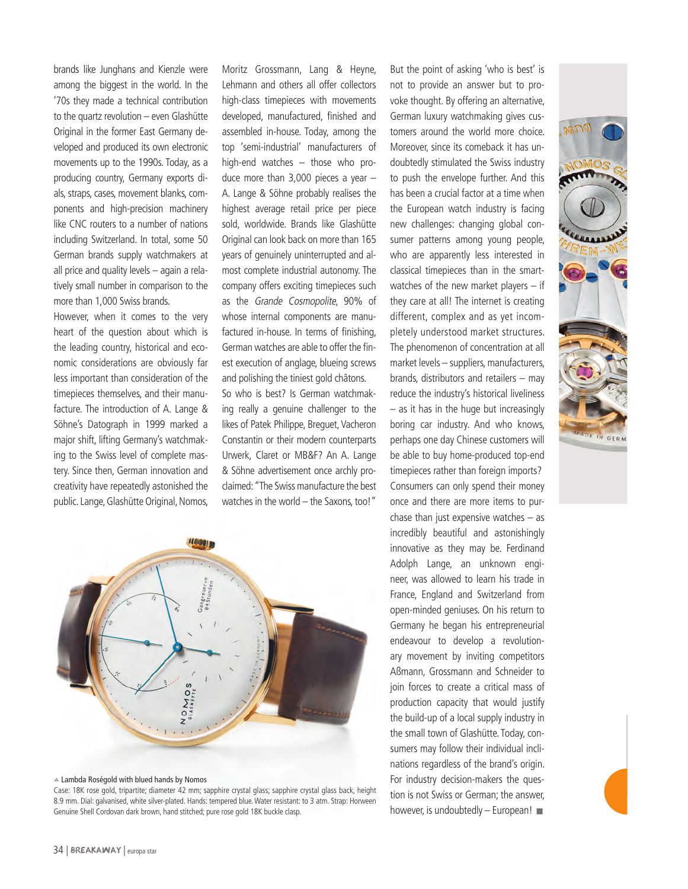brands like Junghans and Kienzle were among the biggest in the world. In the '70s they made a technical contribution to the quartz revolution – even Glashütte Original in the former East Germany developed and produced its own electronic movements up to the 1990s. Today, as a producing country, Germany exports dials, straps, cases, movement blanks, components and high-precision machinery like CNC routers to a number of nations including Switzerland. In total, some 50 German brands supply watchmakers at all price and quality levels – again a relatively small number in comparison to the more than 1,000 Swiss brands.

However, when it comes to the very heart of the question about which is the leading country, historical and economic considerations are obviously far less important than consideration of the timepieces themselves, and their manufacture. The introduction of A. Lange & Söhne's Datograph in 1999 marked a major shift, lifting Germany's watchmaking to the Swiss level of complete mastery. Since then, German innovation and creativity have repeatedly astonished the public. Lange, Glashütte Original, Nomos, Moritz Grossmann, Lang & Heyne, Lehmann and others all offer collectors high-class timepieces with movements developed, manufactured, finished and assembled in-house. Today, among the top 'semi-industrial' manufacturers of high-end watches – those who produce more than 3,000 pieces a year – A. Lange & Söhne probably realises the highest average retail price per piece sold, worldwide. Brands like Glashütte Original can look back on more than 165 years of genuinely uninterrupted and almost complete industrial autonomy. The company offers exciting timepieces such as the *Grande Cosmopolite*, 90% of whose internal components are manufactured in-house. In terms of finishing, German watches are able to offer the finest execution of anglage, blueing screws and polishing the tiniest gold chatons.

So who is best? Is German watchmaking really a genuine challenger to the likes of Patek Philippe, Breguet, Vacheron Constantin or their modern counterparts Urwerk, Claret or MB&F? An A. Lange & Söhne advertisement once archly proclaimed: "The Swiss manufacture the best watches in the world – the Saxons, too!"

But the point of asking 'who is best' is not to provide an answer but to provoke thought. By offering an alternative, German luxury watchmaking gives customers around the world more choice. Moreover, since its comeback it has undoubtedly stimulated the Swiss industry to push the envelope further. And this has been a crucial factor at a time when the European watch industry is facing new challenges: changing global consumer patterns among young people, who are apparently less interested in classical timepieces than in the smartwatches of the new market players – if they care at all! The internet is creating different, complex and as yet incompletely understood market structures. The phenomenon of concentration at all market levels – suppliers, manufacturers, brands, distributors and retailers – may reduce the industry's historical liveliness – as it has in the huge but increasingly boring car industry. And who knows, perhaps one day Chinese customers will be able to buy home-produced top-end timepieces rather than foreign imports? Consumers can only spend their money once and there are more items to purchase than just expensive watches – as incredibly beautiful and astonishingly innovative as they may be. Ferdinand Adolph Lange, an unknown engineer, was allowed to learn his trade in France, England and Switzerland from open-minded geniuses. On his return to Germany he began his entrepreneurial endeavour to develop a revolutionary movement by inviting competitors Aßmann, Grossmann and Schneider to join forces to create a critical mass of production capacity that would justify the build-up of a local supply industry in the small town of Glashütte. Today, consumers may follow their individual inclinations regardless of the brand's origin. For industry decision-makers the question is not Swiss or German; the answer, however, is undoubtedly – European! ■

▵ Lambda Roségold with blued hands by Nomos

Case: 18K rose gold, tripartite; diameter 42 mm; sapphire crystal glass; sapphire crystal glass back, height 8.9 mm. Dial: galvanised, white silver-plated. Hands: tempered blue. Water resistant: to 3 atm. Strap: Horween Genuine Shell Cordovan dark brown, hand stitched; pure rose gold 18K buckle clasp.